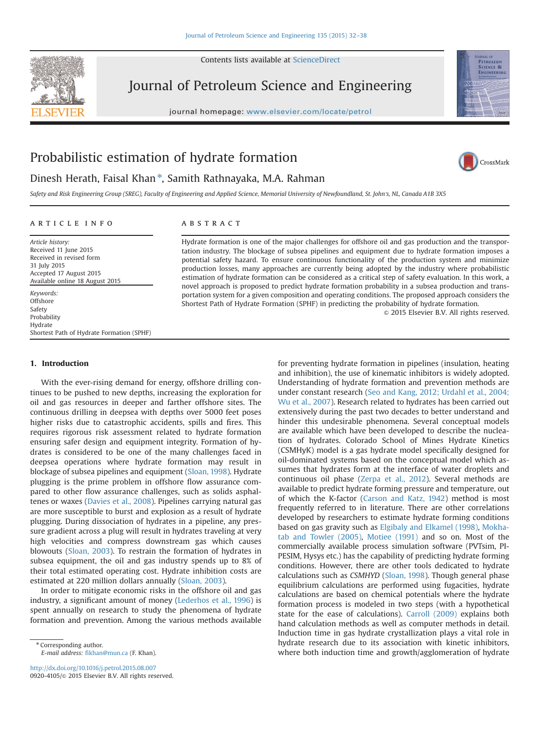# Probabilistic estimation of hydrate formation

Dinesh Herath, Faisal Khan*, Samith Rathnayaka, M.A. Rahman

*Safety and Risk Engineering Group (SREG), Faculty of Engineering and Applied Science, Memorial University of Newfoundland, St. John's, NL, Canada A1B 3X5*

## ARTICLE INFO

*Article history:*
Received 11 June 2015
Received in revised form
31 July 2015
Accepted 17 August 2015
Available online 18 August 2015

*Keywords:*
Offshore
Safety
Probability
Hydrate
Shortest Path of Hydrate Formation (SPHF)

## ABSTRACT

Hydrate formation is one of the major challenges for offshore oil and gas production and the transportation industry. The blockage of subsea pipelines and equipment due to hydrate formation imposes a potential safety hazard. To ensure continuous functionality of the production system and minimize production losses, many approaches are currently being adopted by the industry where probabilistic estimation of hydrate formation can be considered as a critical step of safety evaluation. In this work, a novel approach is proposed to predict hydrate formation probability in a subsea production and transportation system for a given composition and operating conditions. The proposed approach considers the Shortest Path of Hydrate Formation (SPHF) in predicting the probability of hydrate formation.

© 2015 Elsevier B.V. All rights reserved.

## 1. Introduction

With the ever-rising demand for energy, offshore drilling continues to be pushed to new depths, increasing the exploration for oil and gas resources in deeper and farther offshore sites. The continuous drilling in deepsea with depths over 5000 feet poses higher risks due to catastrophic accidents, spills and fires. This requires rigorous risk assessment related to hydrate formation ensuring safer design and equipment integrity. Formation of hydrates is considered to be one of the many challenges faced in deepsea operations where hydrate formation may result in blockage of subsea pipelines and equipment (Sloan, 1998). Hydrate plugging is the prime problem in offshore flow assurance compared to other flow assurance challenges, such as solids asphaltenes or waxes (Davies et al., 2008). Pipelines carrying natural gas are more susceptible to burst and explosion as a result of hydrate plugging. During dissociation of hydrates in a pipeline, any pressure gradient across a plug will result in hydrates traveling at very high velocities and compress downstream gas which causes blowouts (Sloan, 2003). To restrain the formation of hydrates in subsea equipment, the oil and gas industry spends up to 8% of their total estimated operating cost. Hydrate inhibition costs are estimated at 220 million dollars annually (Sloan, 2003).

In order to mitigate economic risks in the offshore oil and gas industry, a significant amount of money (Lederhos et al., 1996) is spent annually on research to study the phenomena of hydrate formation and prevention. Among the various methods available for preventing hydrate formation in pipelines (insulation, heating and inhibition), the use of kinematic inhibitors is widely adopted. Understanding of hydrate formation and prevention methods are under constant research (Seo and Kang, 2012; Urdahl et al., 2004; Wu et al., 2007). Research related to hydrates has been carried out extensively during the past two decades to better understand and hinder this undesirable phenomena. Several conceptual models are available which have been developed to describe the nucleation of hydrates. Colorado School of Mines Hydrate Kinetics (CSMHyK) model is a gas hydrate model specifically designed for oil-dominated systems based on the conceptual model which assumes that hydrates form at the interface of water droplets and continuous oil phase (Zerpa et al., 2012). Several methods are available to predict hydrate forming pressure and temperature, out of which the K-factor (Carson and Katz, 1942) method is most frequently referred to in literature. There are other correlations developed by researchers to estimate hydrate forming conditions based on gas gravity such as Elgibaly and Elkamel (1998), Mokhatab and Towler (2005), Motiee (1991) and so on. Most of the commercially available process simulation software (PVTsim, PIPESIM, Hysys etc.) has the capability of predicting hydrate forming conditions. However, there are other tools dedicated to hydrate calculations such as *CSMHYD* (Sloan, 1998). Though general phase equilibrium calculations are performed using fugacities, hydrate calculations are based on chemical potentials where the hydrate formation process is modeled in two steps (with a hypothetical state for the ease of calculations). Carroll (2009) explains both hand calculation methods as well as computer methods in detail. Induction time in gas hydrate crystallization plays a vital role in hydrate research due to its association with kinetic inhibitors, where both induction time and growth/agglomeration of hydrate

* Corresponding author.
*E-mail address:* fikhan@mun.ca (F. Khan).

http://dx.doi.org/10.1016/j.petrol.2015.08.007
0920-4105/© 2015 Elsevier B.V. All rights reserved.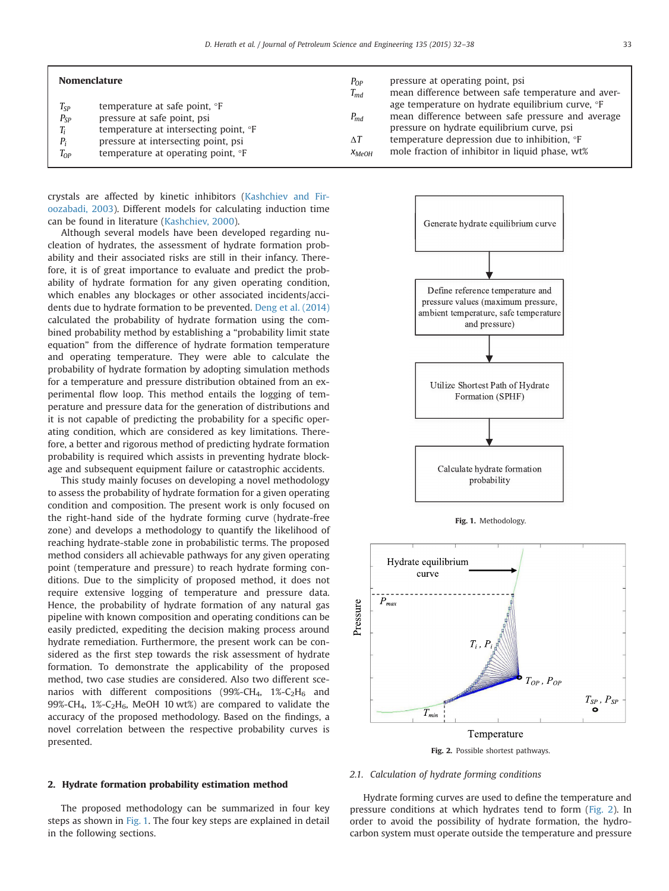**Nomenclature**

| | |
|---|---|
| $T_{SP}$ | temperature at safe point, °F |
| $P_{SP}$ | pressure at safe point, psi |
| $T_i$ | temperature at intersecting point, °F |
| $P_i$ | pressure at intersecting point, psi |
| $T_{OP}$ | temperature at operating point, °F |
| $P_{OP}$ | pressure at operating point, psi |
| $T_{md}$ | mean difference between safe temperature and average temperature on hydrate equilibrium curve, °F |
| $P_{md}$ | mean difference between safe pressure and average pressure on hydrate equilibrium curve, psi |
| $\Delta T$ | temperature depression due to inhibition, °F |
| $x_{MeOH}$ | mole fraction of inhibitor in liquid phase, wt% |

crystals are affected by kinetic inhibitors (Kashchiev and Firoozabadi, 2003). Different models for calculating induction time can be found in literature (Kashchiev, 2000).

Although several models have been developed regarding nucleation of hydrates, the assessment of hydrate formation probability and their associated risks are still in their infancy. Therefore, it is of great importance to evaluate and predict the probability of hydrate formation for any given operating condition, which enables any blockages or other associated incidents/accidents due to hydrate formation to be prevented. Deng et al. (2014) calculated the probability of hydrate formation using the combined probability method by establishing a "probability limit state equation" from the difference of hydrate formation temperature and operating temperature. They were able to calculate the probability of hydrate formation by adopting simulation methods for a temperature and pressure distribution obtained from an experimental flow loop. This method entails the logging of temperature and pressure data for the generation of distributions and it is not capable of predicting the probability for a specific operating condition, which are considered as key limitations. Therefore, a better and rigorous method of predicting hydrate formation probability is required which assists in preventing hydrate blockage and subsequent equipment failure or catastrophic accidents.

This study mainly focuses on developing a novel methodology to assess the probability of hydrate formation for a given operating condition and composition. The present work is only focused on the right-hand side of the hydrate forming curve (hydrate-free zone) and develops a methodology to quantify the likelihood of reaching hydrate-stable zone in probabilistic terms. The proposed method considers all achievable pathways for any given operating point (temperature and pressure) to reach hydrate forming conditions. Due to the simplicity of proposed method, it does not require extensive logging of temperature and pressure data. Hence, the probability of hydrate formation of any natural gas pipeline with known composition and operating conditions can be easily predicted, expediting the decision making process around hydrate remediation. Furthermore, the present work can be considered as the first step towards the risk assessment of hydrate formation. To demonstrate the applicability of the proposed method, two case studies are considered. Also two different scenarios with different compositions (99%-$CH_4$, 1%-$C_2H_6$ and 99%-$CH_4$, 1%-$C_2H_6$, MeOH 10 wt%) are compared to validate the accuracy of the proposed methodology. Based on the findings, a novel correlation between the respective probability curves is presented.

Generate hydrate equilibrium curve

Define reference temperature and pressure values (maximum pressure, ambient temperature, safe temperature and pressure)

Utilize Shortest Path of Hydrate Formation (SPHF)

Calculate hydrate formation probability

**Fig. 1.** Methodology.

Hydrate equilibrium curve

$P_{max}$

$T_i$ , $P_i$

$T_{OP}$ , $P_{OP}$

$T_{SP}$ , $P_{SP}$

$T_{min}$

Pressure

Temperature

**Fig. 2.** Possible shortest pathways.

## 2. Hydrate formation probability estimation method

The proposed methodology can be summarized in four key steps as shown in Fig. 1. The four key steps are explained in detail in the following sections.

### 2.1. Calculation of hydrate forming conditions

Hydrate forming curves are used to define the temperature and pressure conditions at which hydrates tend to form (Fig. 2). In order to avoid the possibility of hydrate formation, the hydrocarbon system must operate outside the temperature and pressure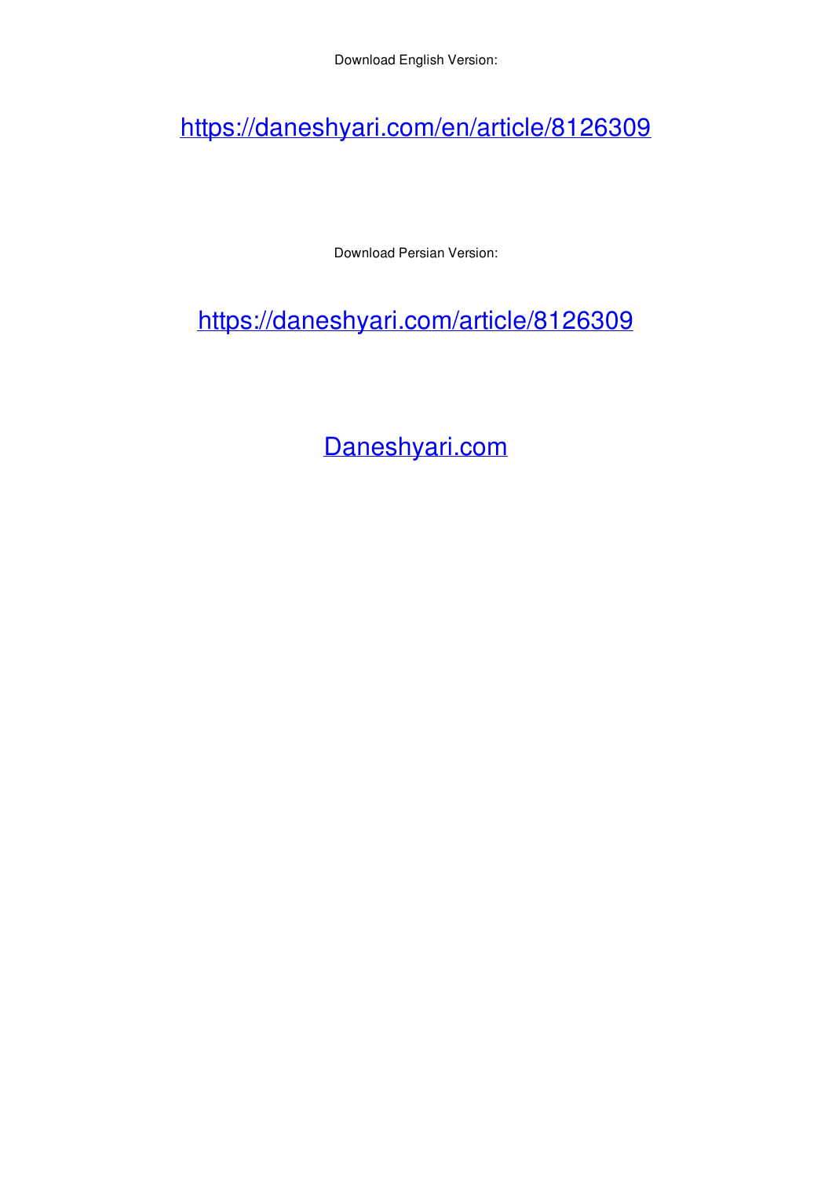Download English Version:

https://daneshyari.com/en/article/8126309

Download Persian Version:

https://daneshyari.com/article/8126309

Daneshyari.com